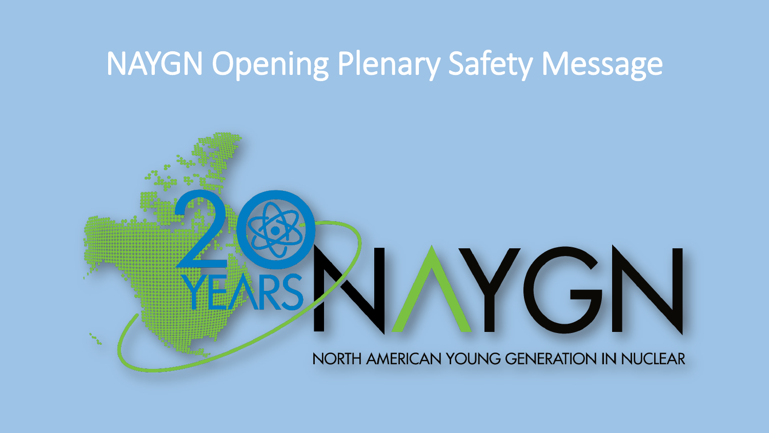# NAYGN Opening Plenary Safety Message

20 YEARS NAYGN

NORTH AMERICAN YOUNG GENERATION IN NUCLEAR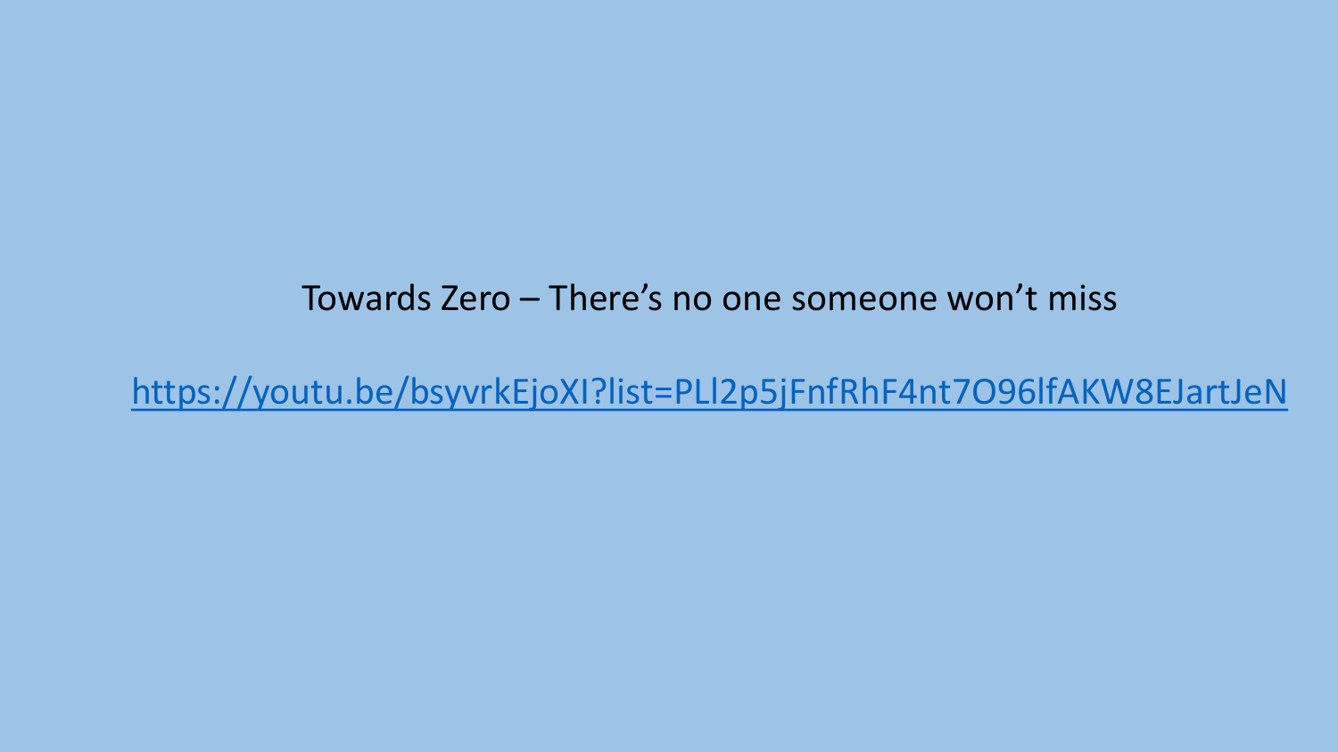Towards Zero – There's no one someone won't miss

https://youtu.be/bsyvrkEjoXI?list=PLl2p5jFnfRhF4nt7O96lfAKW8EJartJeN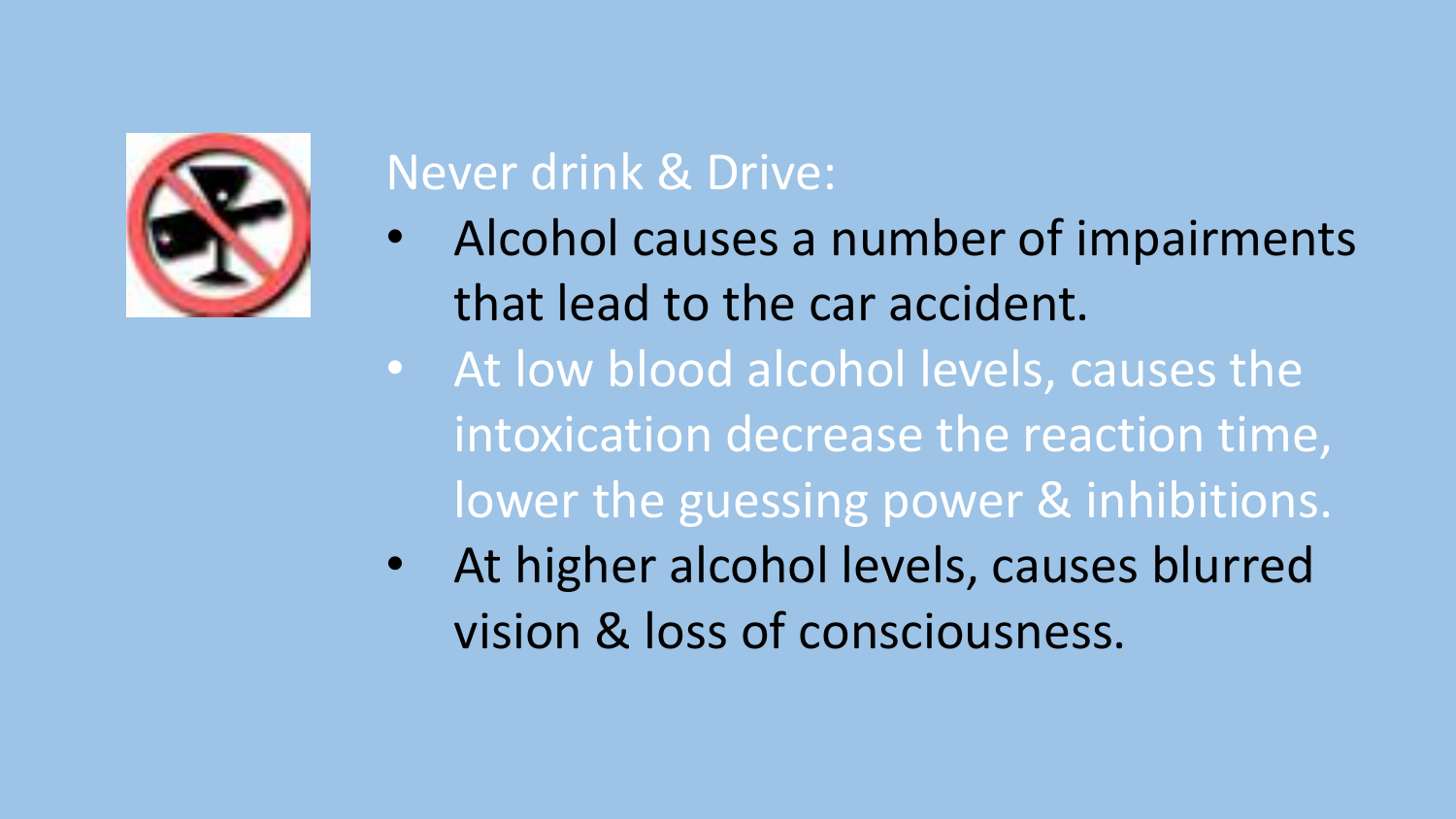Never drink & Drive:

- Alcohol causes a number of impairments that lead to the car accident.
- At low blood alcohol levels, causes the intoxication decrease the reaction time, lower the guessing power & inhibitions.
- At higher alcohol levels, causes blurred vision & loss of consciousness.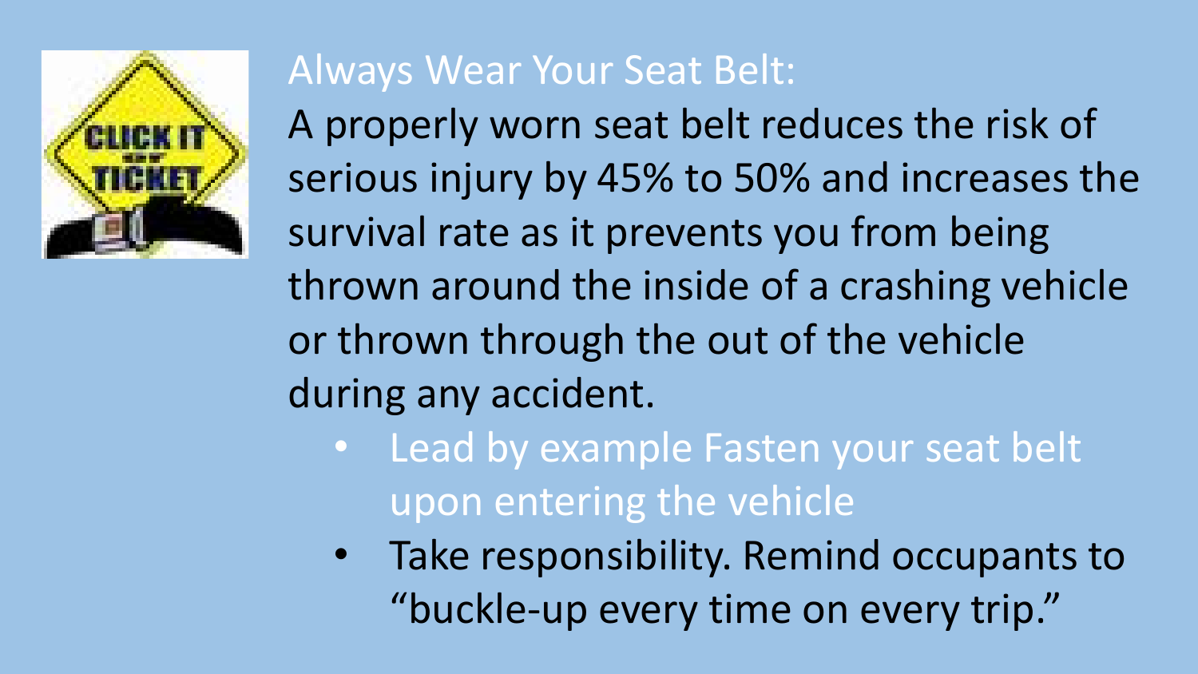## Always Wear Your Seat Belt:

A properly worn seat belt reduces the risk of serious injury by 45% to 50% and increases the survival rate as it prevents you from being thrown around the inside of a crashing vehicle or thrown through the out of the vehicle during any accident.

- Lead by example Fasten your seat belt upon entering the vehicle
- Take responsibility. Remind occupants to “buckle-up every time on every trip.”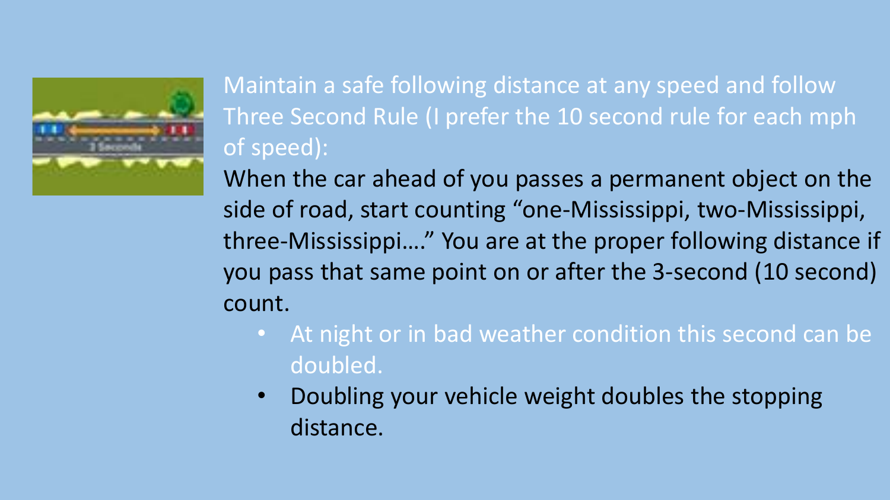Maintain a safe following distance at any speed and follow Three Second Rule (I prefer the 10 second rule for each mph of speed):

When the car ahead of you passes a permanent object on the side of road, start counting "one-Mississippi, two-Mississippi, three-Mississippi…." You are at the proper following distance if you pass that same point on or after the 3-second (10 second) count.

- At night or in bad weather condition this second can be doubled.
- Doubling your vehicle weight doubles the stopping distance.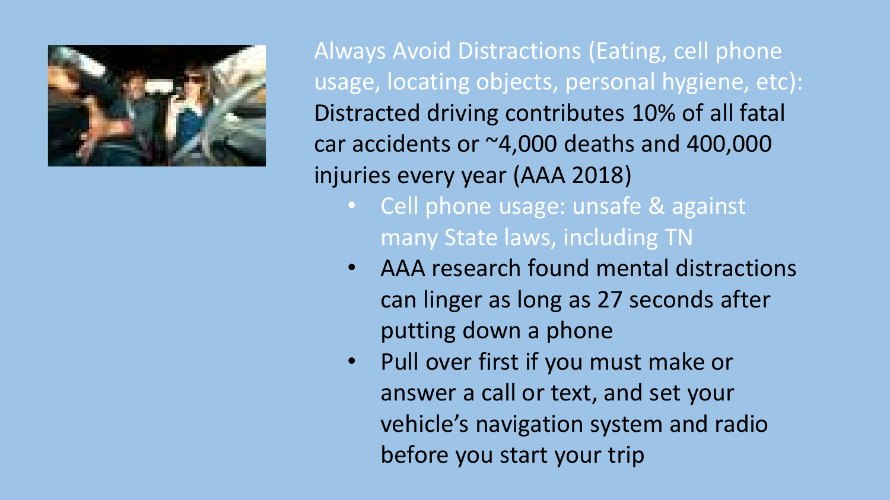Always Avoid Distractions (Eating, cell phone usage, locating objects, personal hygiene, etc): Distracted driving contributes 10% of all fatal car accidents or ~4,000 deaths and 400,000 injuries every year (AAA 2018)

- Cell phone usage: unsafe & against many State laws, including TN
- AAA research found mental distractions can linger as long as 27 seconds after putting down a phone
- Pull over first if you must make or answer a call or text, and set your vehicle's navigation system and radio before you start your trip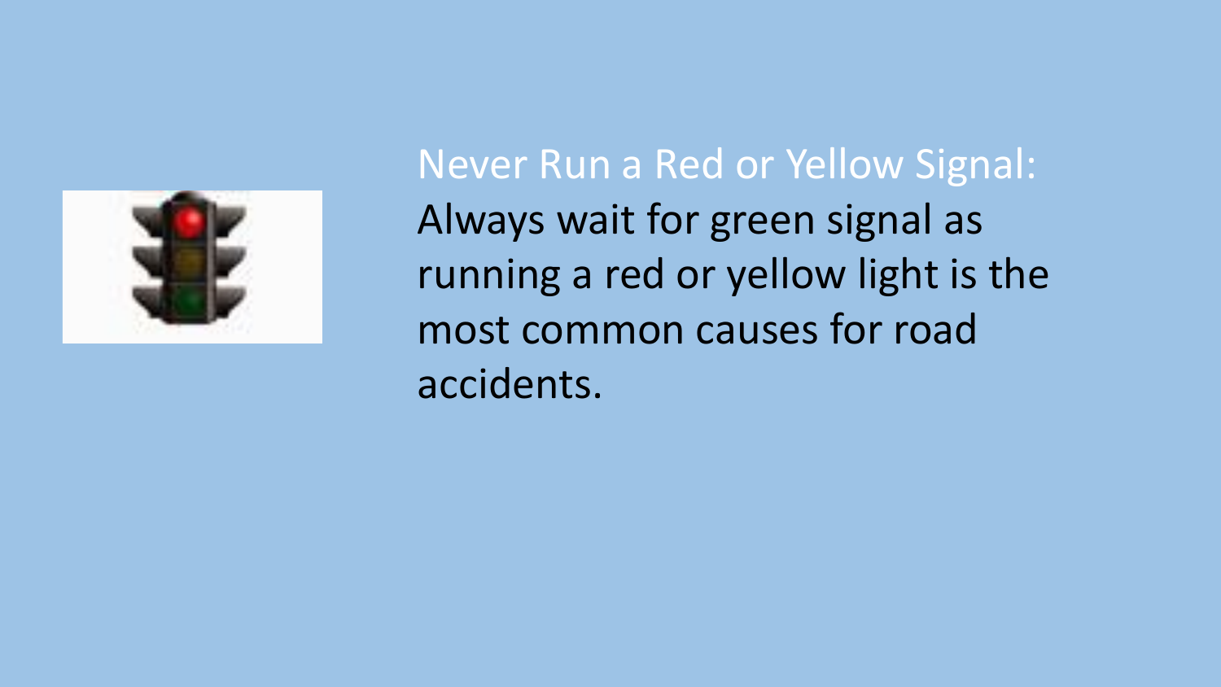**Never Run a Red or Yellow Signal:** Always wait for green signal as running a red or yellow light is the most common causes for road accidents.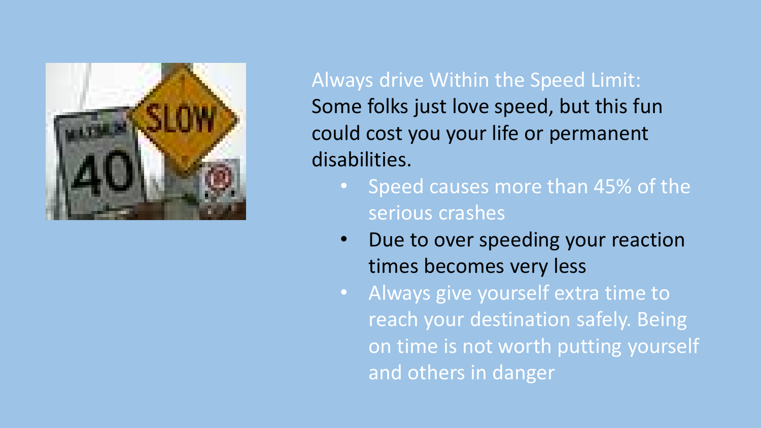Always drive Within the Speed Limit:

Some folks just love speed, but this fun could cost you your life or permanent disabilities.

- Speed causes more than 45% of the serious crashes
- Due to over speeding your reaction times becomes very less
- Always give yourself extra time to reach your destination safely. Being on time is not worth putting yourself and others in danger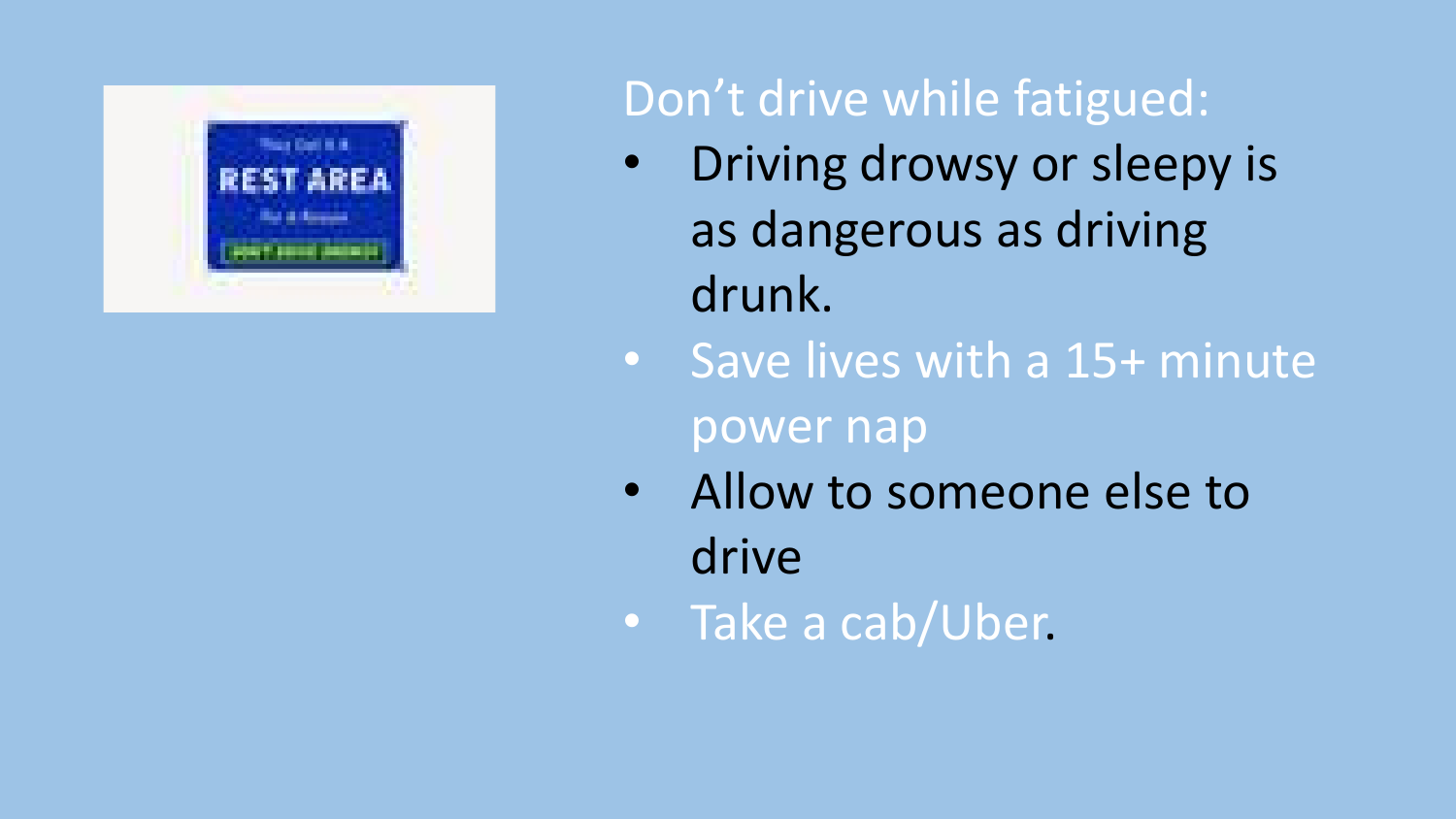## Don't drive while fatigued:

- Driving drowsy or sleepy is as dangerous as driving drunk.
- Save lives with a 15+ minute power nap
- Allow to someone else to drive
- Take a cab/Uber.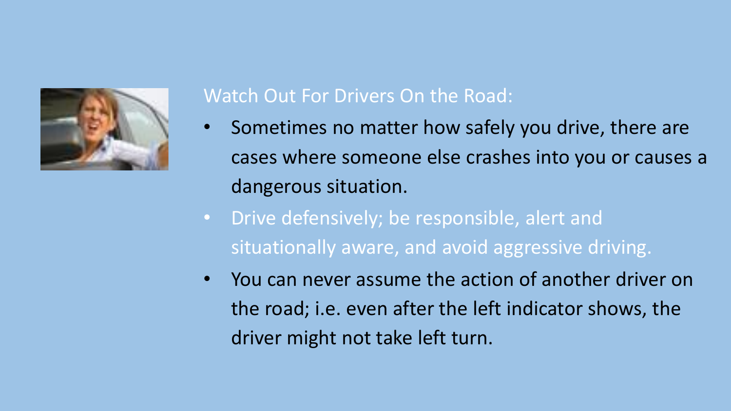## Watch Out For Drivers On the Road:

- Sometimes no matter how safely you drive, there are cases where someone else crashes into you or causes a dangerous situation.
- Drive defensively; be responsible, alert and situationally aware, and avoid aggressive driving.
- You can never assume the action of another driver on the road; i.e. even after the left indicator shows, the driver might not take left turn.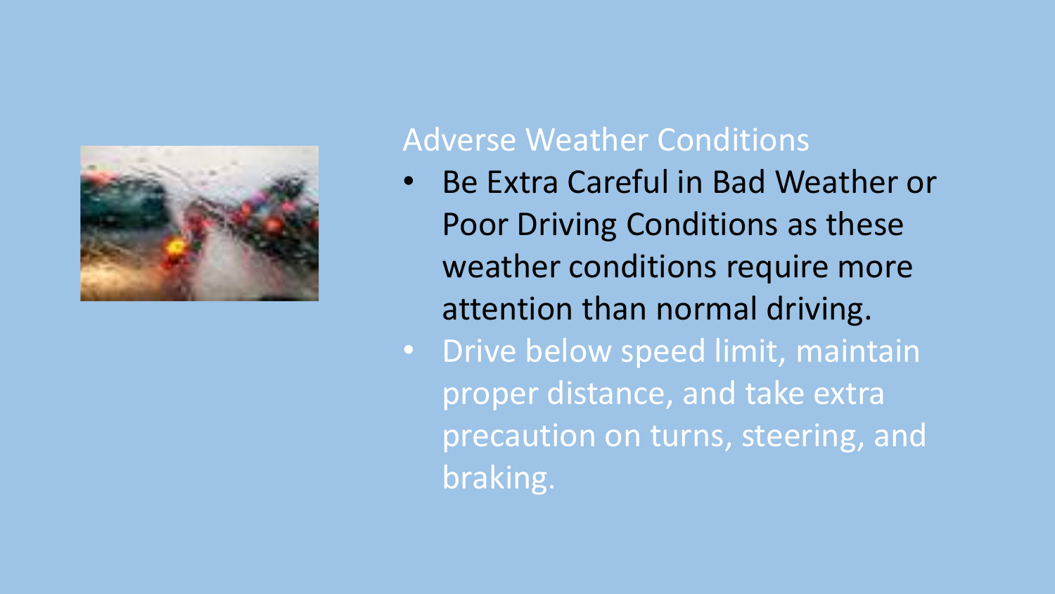## Adverse Weather Conditions

- Be Extra Careful in Bad Weather or Poor Driving Conditions as these weather conditions require more attention than normal driving.
- Drive below speed limit, maintain proper distance, and take extra precaution on turns, steering, and braking.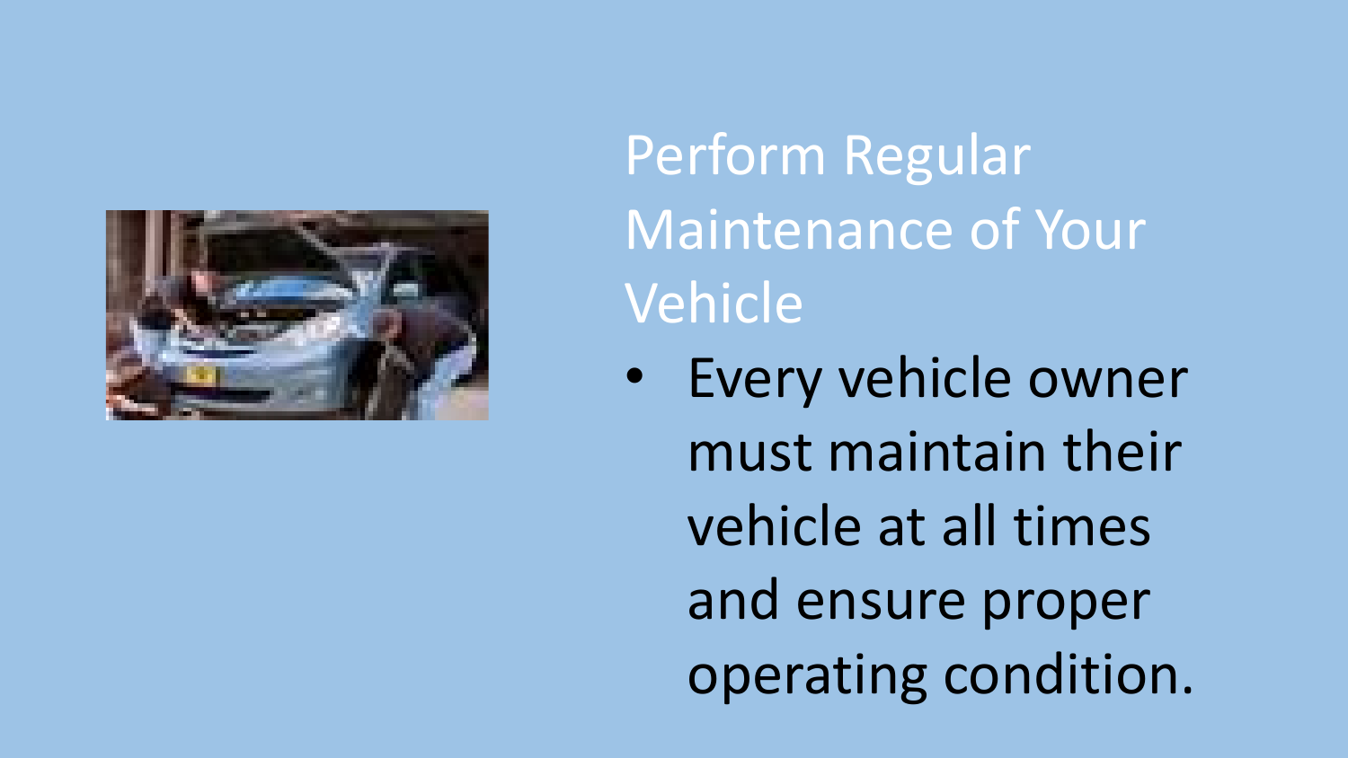# Perform Regular Maintenance of Your Vehicle

- Every vehicle owner must maintain their vehicle at all times and ensure proper operating condition.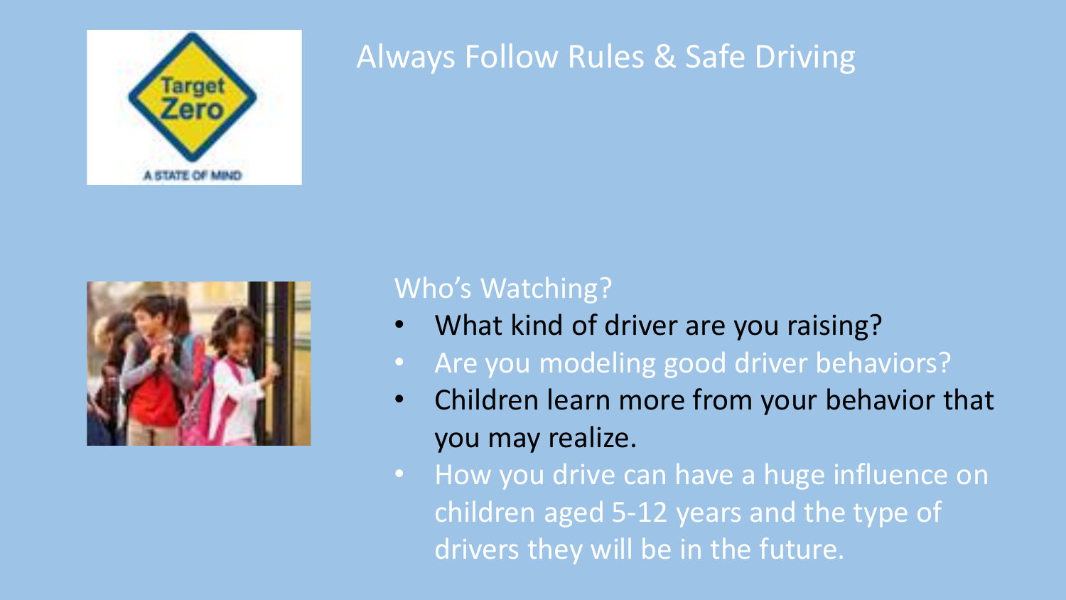# Always Follow Rules & Safe Driving

Who's Watching?

- What kind of driver are you raising?
- Are you modeling good driver behaviors?
- Children learn more from your behavior that you may realize.
- How you drive can have a huge influence on children aged 5-12 years and the type of drivers they will be in the future.